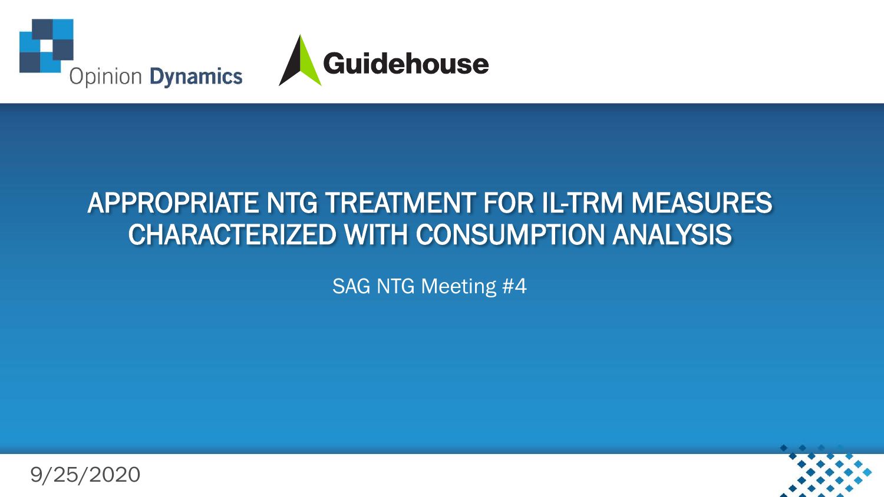Opinion Dynamics

Guidehouse

# APPROPRIATE NTG TREATMENT FOR IL-TRM MEASURES CHARACTERIZED WITH CONSUMPTION ANALYSIS

SAG NTG Meeting #4

9/25/2020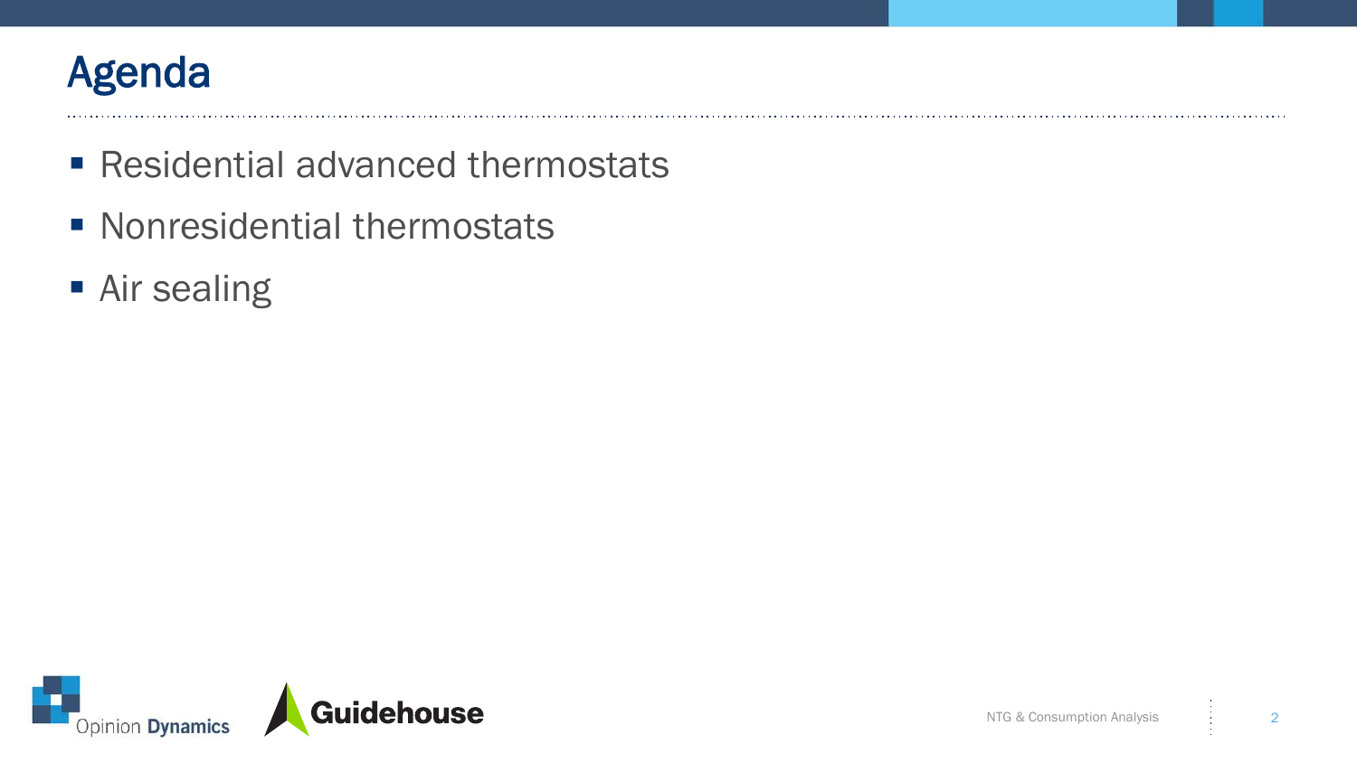# Agenda

- Residential advanced thermostats
- Nonresidential thermostats
- Air sealing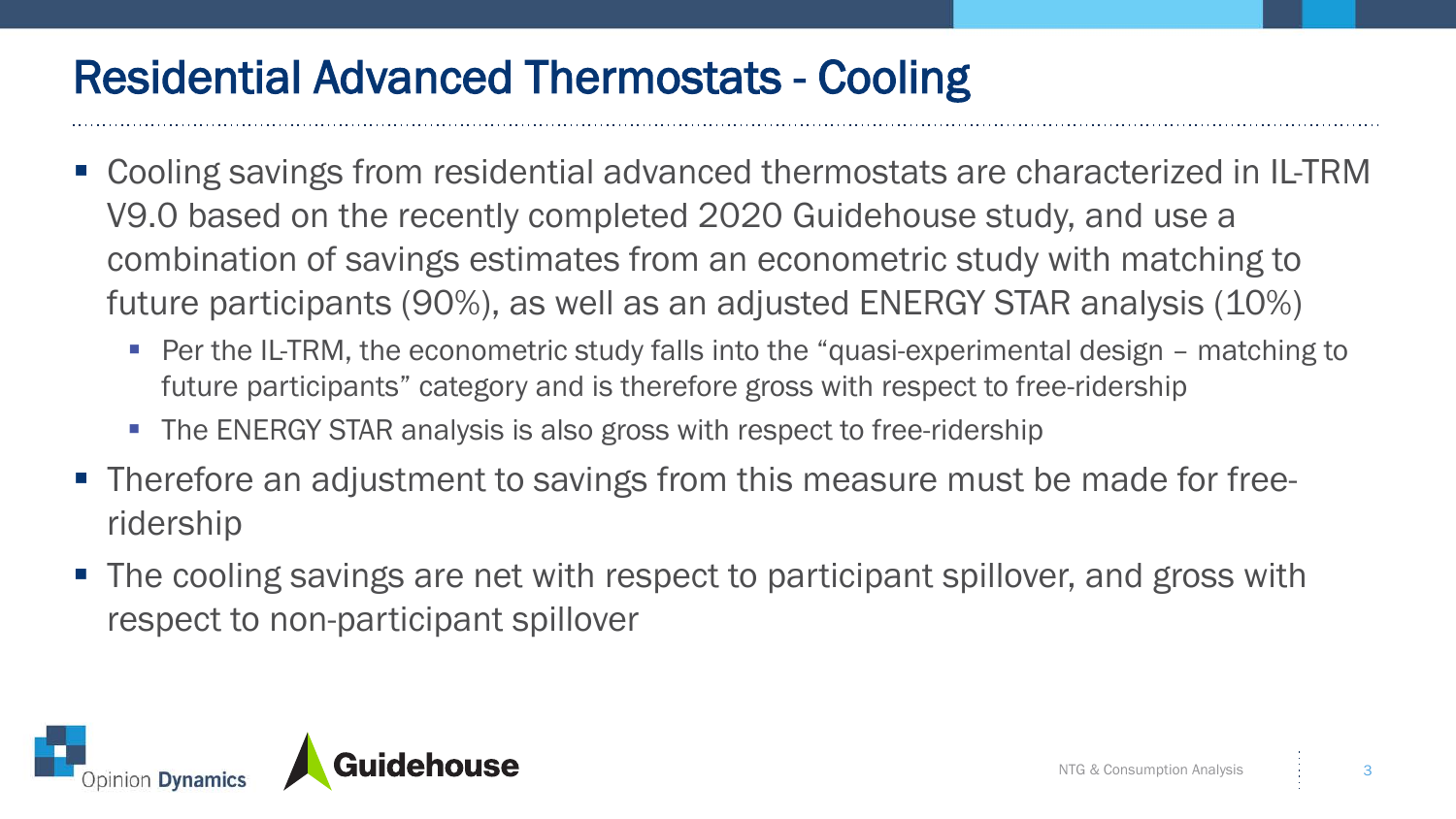# Residential Advanced Thermostats - Cooling

- Cooling savings from residential advanced thermostats are characterized in IL-TRM V9.0 based on the recently completed 2020 Guidehouse study, and use a combination of savings estimates from an econometric study with matching to future participants (90%), as well as an adjusted ENERGY STAR analysis (10%)
  - Per the IL-TRM, the econometric study falls into the "quasi-experimental design – matching to future participants" category and is therefore gross with respect to free-ridership
  - The ENERGY STAR analysis is also gross with respect to free-ridership
- Therefore an adjustment to savings from this measure must be made for free-ridership
- The cooling savings are net with respect to participant spillover, and gross with respect to non-participant spillover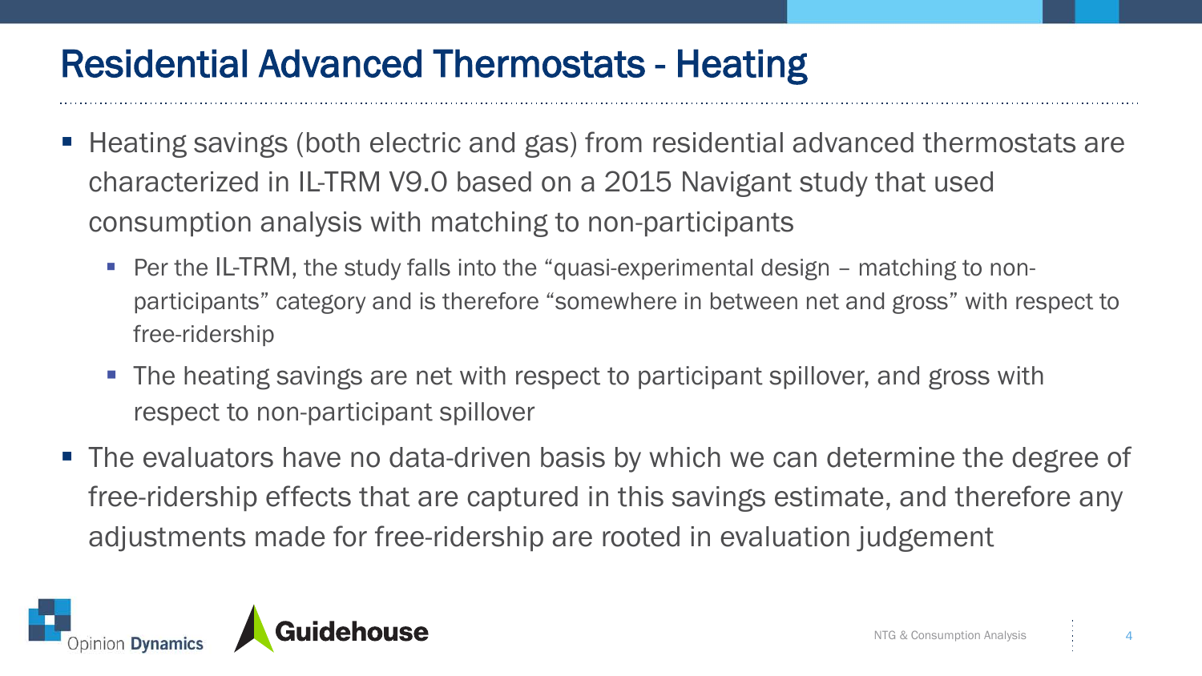# Residential Advanced Thermostats - Heating

- Heating savings (both electric and gas) from residential advanced thermostats are characterized in IL-TRM V9.0 based on a 2015 Navigant study that used consumption analysis with matching to non-participants
  - Per the IL-TRM, the study falls into the "quasi-experimental design – matching to non-participants" category and is therefore "somewhere in between net and gross" with respect to free-ridership
  - The heating savings are net with respect to participant spillover, and gross with respect to non-participant spillover
- The evaluators have no data-driven basis by which we can determine the degree of free-ridership effects that are captured in this savings estimate, and therefore any adjustments made for free-ridership are rooted in evaluation judgement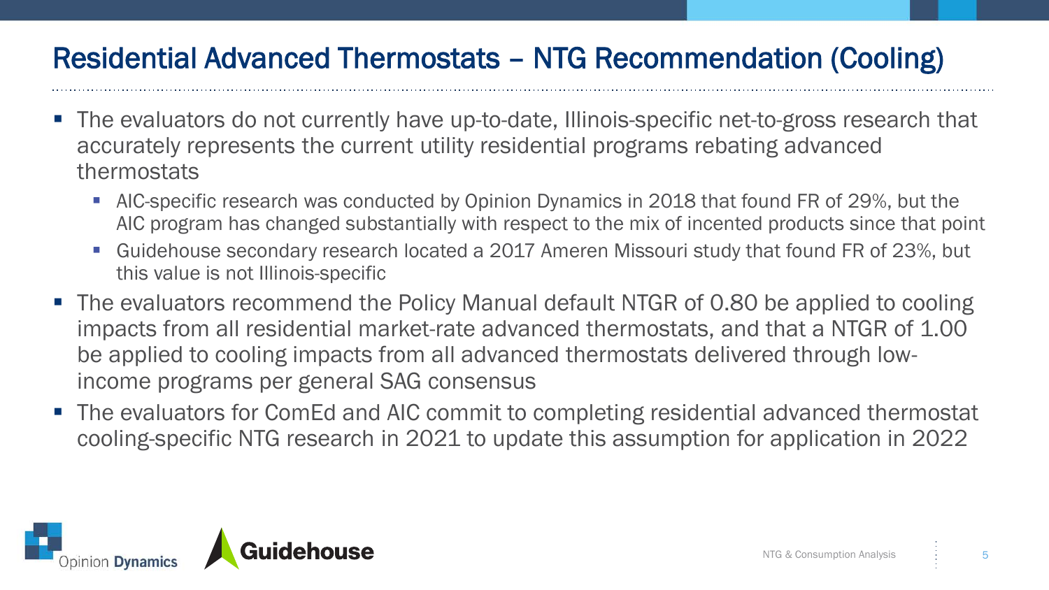# Residential Advanced Thermostats – NTG Recommendation (Cooling)

- The evaluators do not currently have up-to-date, Illinois-specific net-to-gross research that accurately represents the current utility residential programs rebating advanced thermostats
  - AIC-specific research was conducted by Opinion Dynamics in 2018 that found FR of 29%, but the AIC program has changed substantially with respect to the mix of incented products since that point
  - Guidehouse secondary research located a 2017 Ameren Missouri study that found FR of 23%, but this value is not Illinois-specific
- The evaluators recommend the Policy Manual default NTGR of 0.80 be applied to cooling impacts from all residential market-rate advanced thermostats, and that a NTGR of 1.00 be applied to cooling impacts from all advanced thermostats delivered through low-income programs per general SAG consensus
- The evaluators for ComEd and AIC commit to completing residential advanced thermostat cooling-specific NTG research in 2021 to update this assumption for application in 2022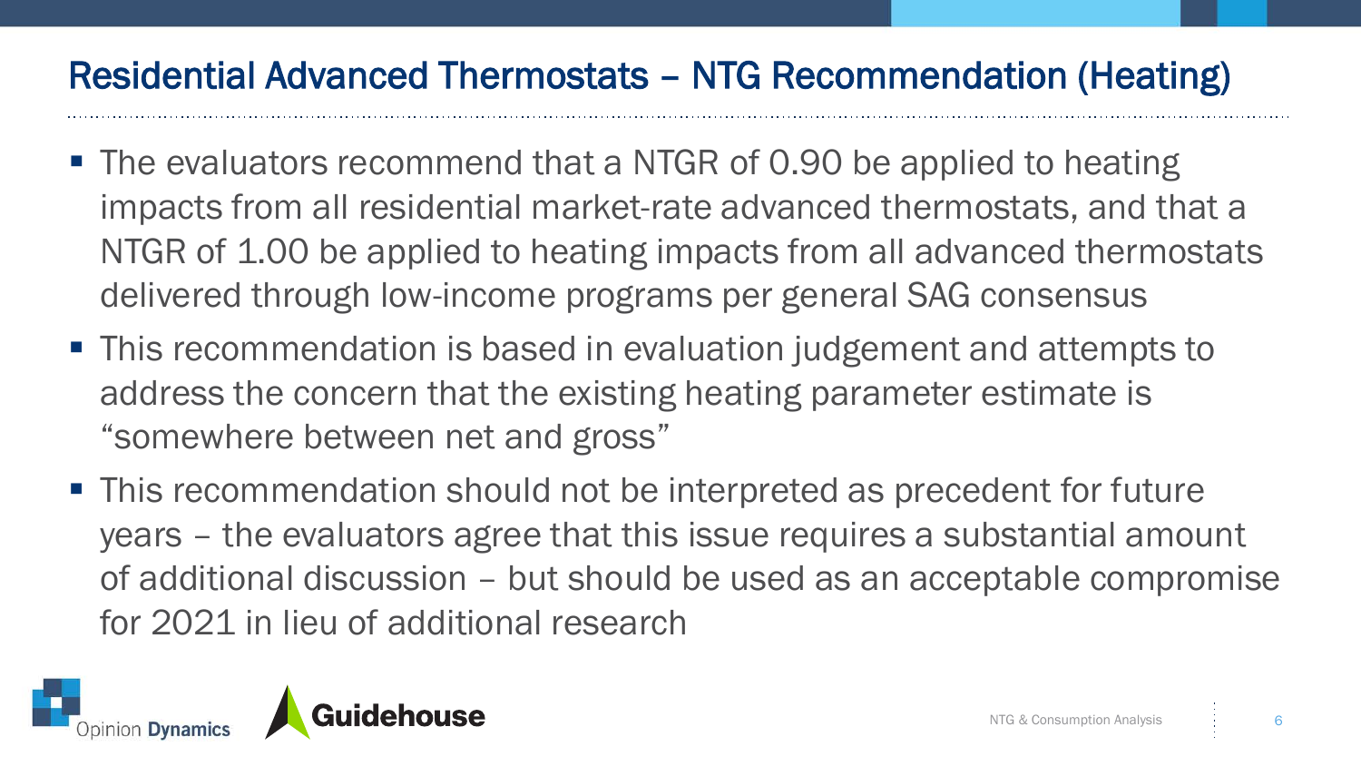# Residential Advanced Thermostats – NTG Recommendation (Heating)

- The evaluators recommend that a NTGR of 0.90 be applied to heating impacts from all residential market-rate advanced thermostats, and that a NTGR of 1.00 be applied to heating impacts from all advanced thermostats delivered through low-income programs per general SAG consensus
- This recommendation is based in evaluation judgement and attempts to address the concern that the existing heating parameter estimate is "somewhere between net and gross"
- This recommendation should not be interpreted as precedent for future years – the evaluators agree that this issue requires a substantial amount of additional discussion – but should be used as an acceptable compromise for 2021 in lieu of additional research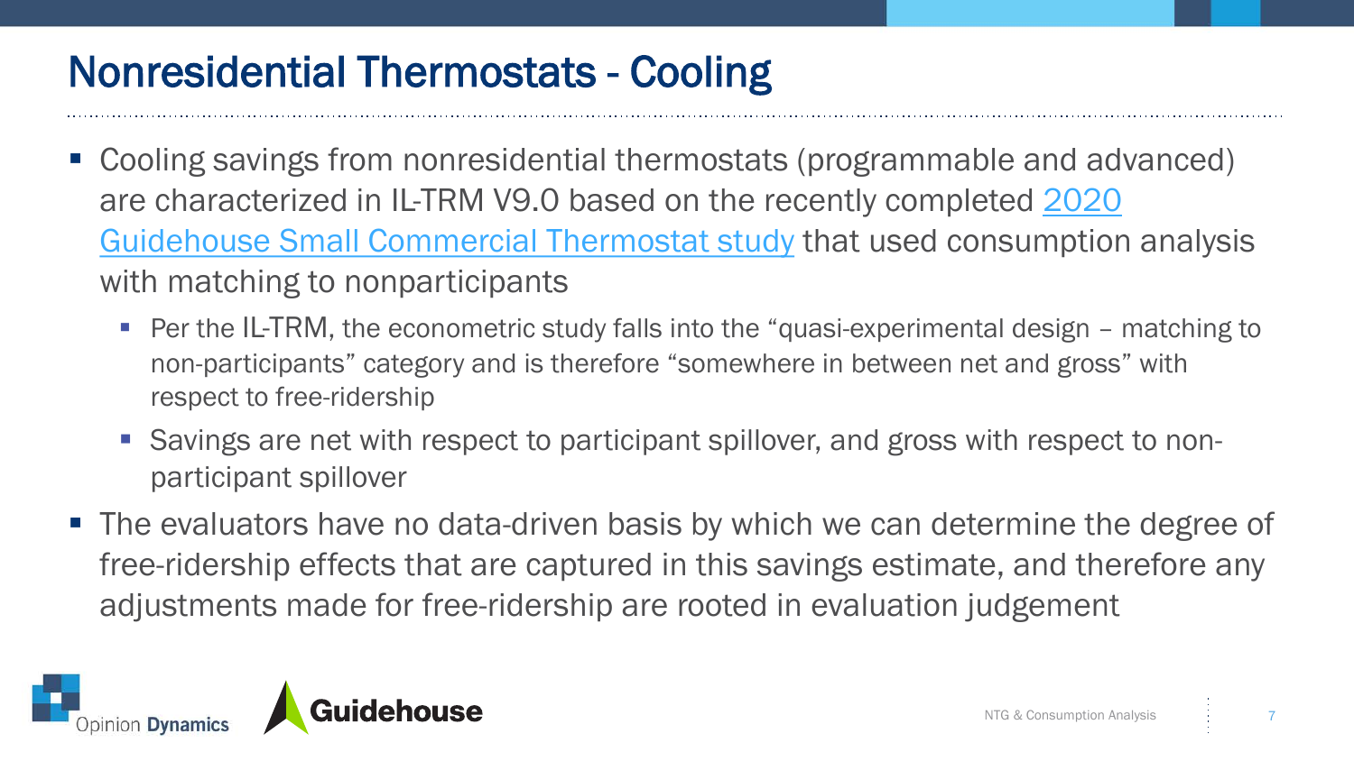# Nonresidential Thermostats - Cooling

- Cooling savings from nonresidential thermostats (programmable and advanced) are characterized in IL-TRM V9.0 based on the recently completed 2020 Guidehouse Small Commercial Thermostat study that used consumption analysis with matching to nonparticipants
  - Per the IL-TRM, the econometric study falls into the "quasi-experimental design – matching to non-participants" category and is therefore "somewhere in between net and gross" with respect to free-ridership
  - Savings are net with respect to participant spillover, and gross with respect to non-participant spillover
- The evaluators have no data-driven basis by which we can determine the degree of free-ridership effects that are captured in this savings estimate, and therefore any adjustments made for free-ridership are rooted in evaluation judgement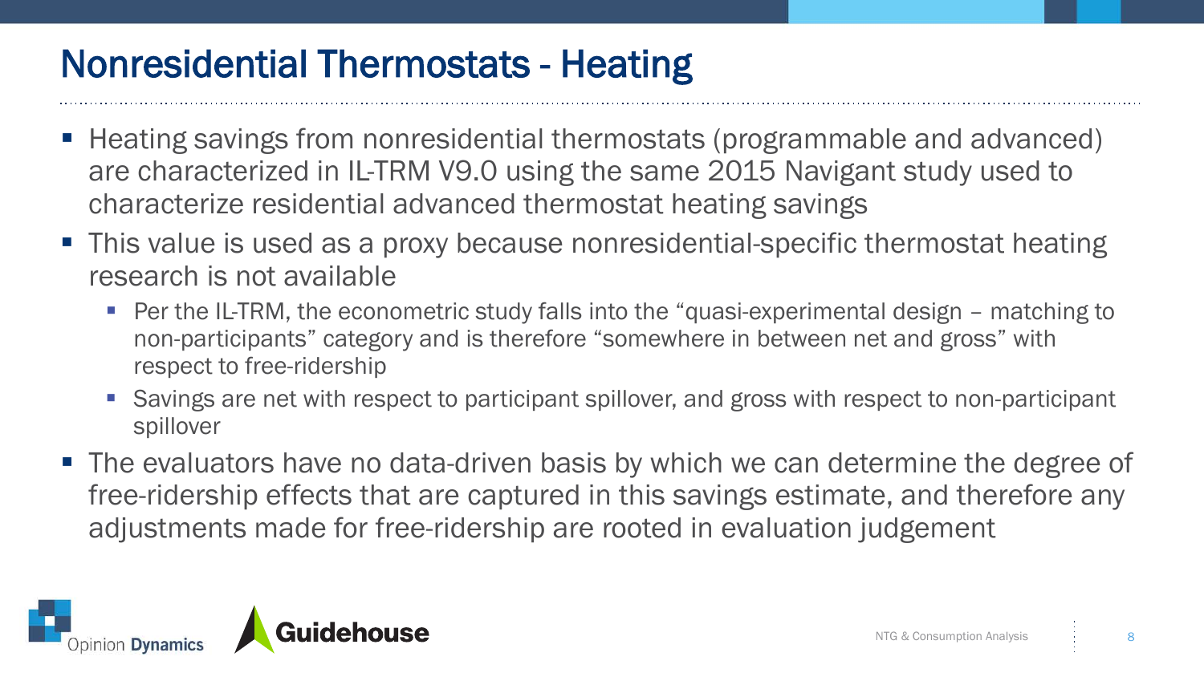# Nonresidential Thermostats - Heating

- Heating savings from nonresidential thermostats (programmable and advanced) are characterized in IL-TRM V9.0 using the same 2015 Navigant study used to characterize residential advanced thermostat heating savings
- This value is used as a proxy because nonresidential-specific thermostat heating research is not available
  - Per the IL-TRM, the econometric study falls into the "quasi-experimental design – matching to non-participants" category and is therefore "somewhere in between net and gross" with respect to free-ridership
  - Savings are net with respect to participant spillover, and gross with respect to non-participant spillover
- The evaluators have no data-driven basis by which we can determine the degree of free-ridership effects that are captured in this savings estimate, and therefore any adjustments made for free-ridership are rooted in evaluation judgement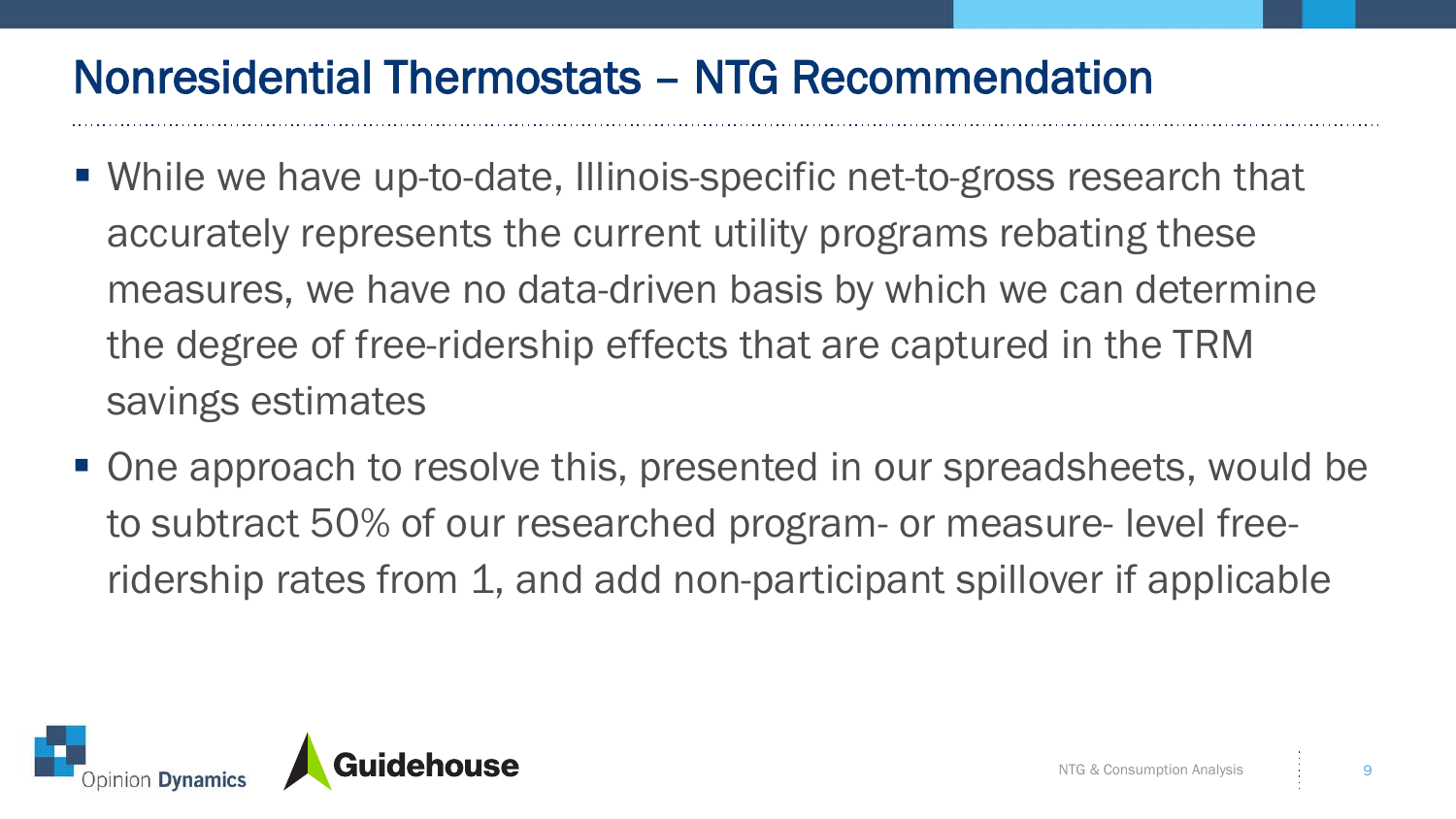# Nonresidential Thermostats – NTG Recommendation

- While we have up-to-date, Illinois-specific net-to-gross research that accurately represents the current utility programs rebating these measures, we have no data-driven basis by which we can determine the degree of free-ridership effects that are captured in the TRM savings estimates
- One approach to resolve this, presented in our spreadsheets, would be to subtract 50% of our researched program- or measure- level free-ridership rates from 1, and add non-participant spillover if applicable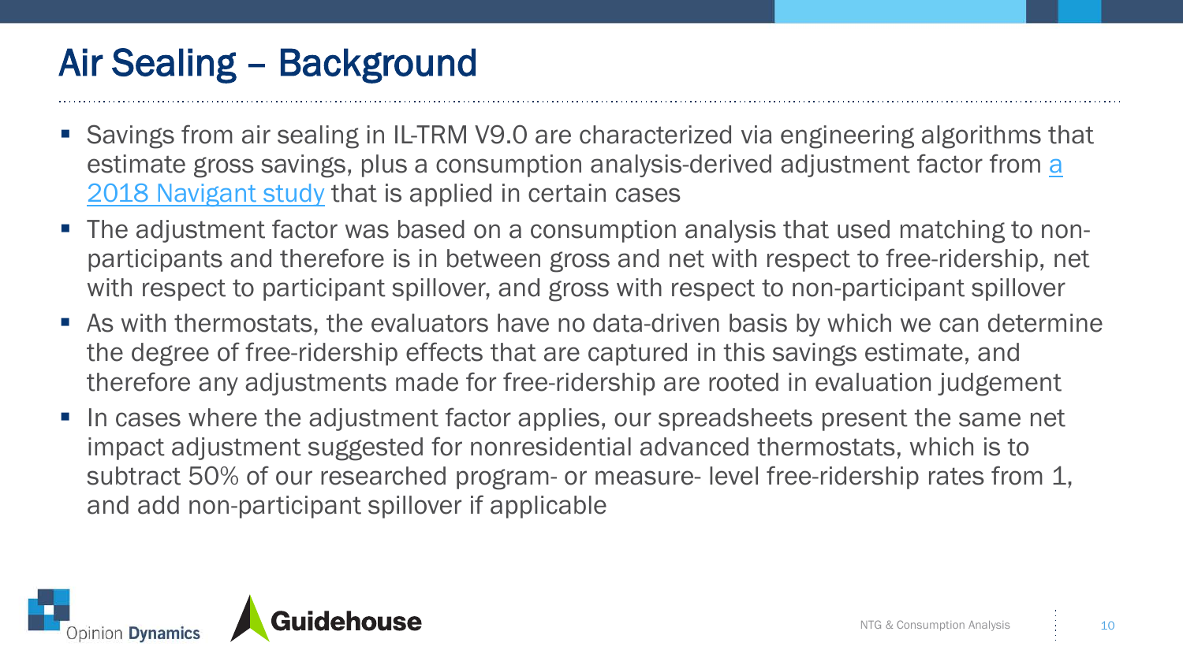# Air Sealing – Background

- Savings from air sealing in IL-TRM V9.0 are characterized via engineering algorithms that estimate gross savings, plus a consumption analysis-derived adjustment factor from a 2018 Navigant study that is applied in certain cases
- The adjustment factor was based on a consumption analysis that used matching to non-participants and therefore is in between gross and net with respect to free-ridership, net with respect to participant spillover, and gross with respect to non-participant spillover
- As with thermostats, the evaluators have no data-driven basis by which we can determine the degree of free-ridership effects that are captured in this savings estimate, and therefore any adjustments made for free-ridership are rooted in evaluation judgement
- In cases where the adjustment factor applies, our spreadsheets present the same net impact adjustment suggested for nonresidential advanced thermostats, which is to subtract 50% of our researched program- or measure- level free-ridership rates from 1, and add non-participant spillover if applicable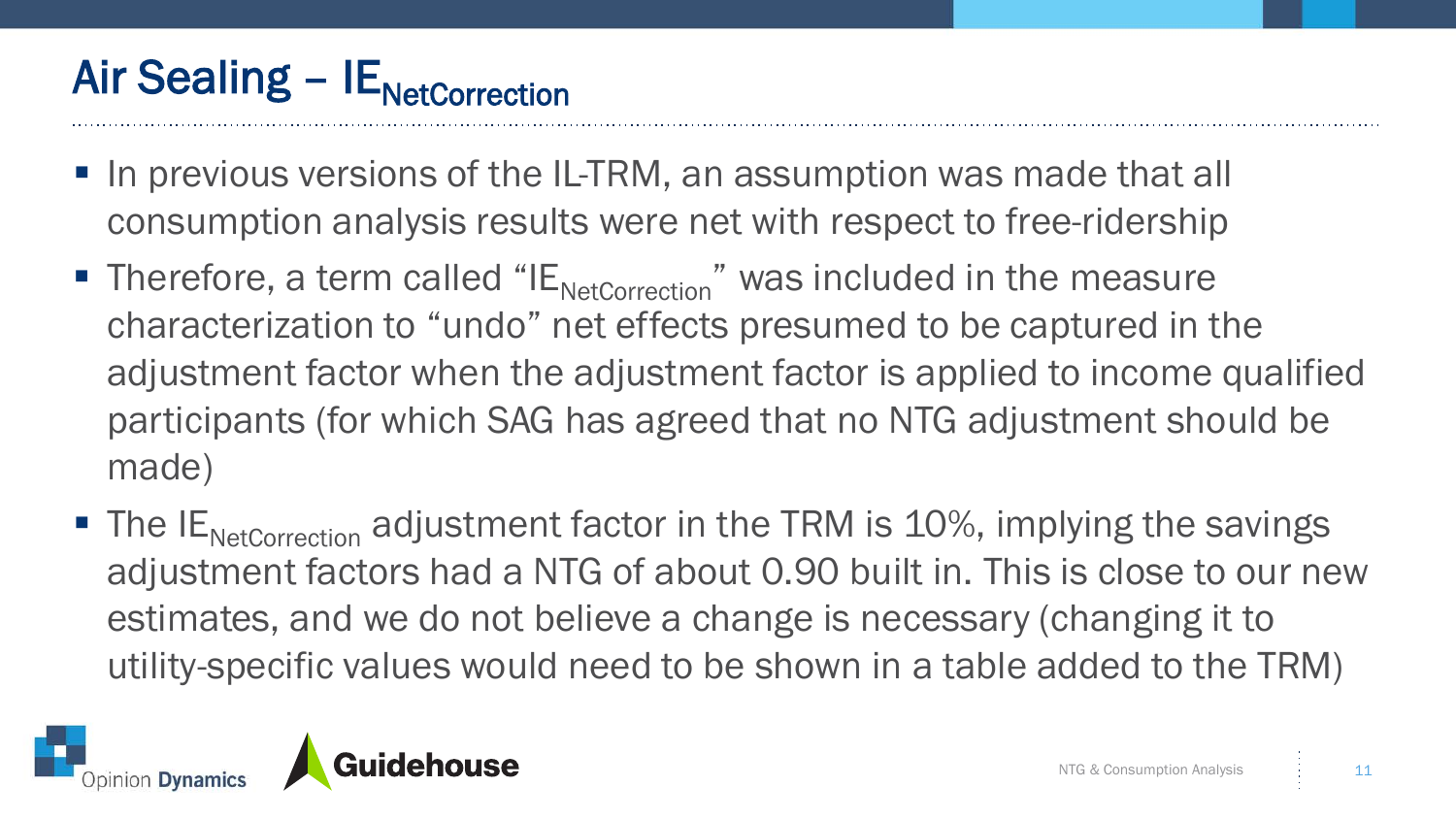# Air Sealing – $IE_{NetCorrection}$

- In previous versions of the IL-TRM, an assumption was made that all consumption analysis results were net with respect to free-ridership
- Therefore, a term called "$IE_{NetCorrection}$" was included in the measure characterization to "undo" net effects presumed to be captured in the adjustment factor when the adjustment factor is applied to income qualified participants (for which SAG has agreed that no NTG adjustment should be made)
- The $IE_{NetCorrection}$ adjustment factor in the TRM is 10%, implying the savings adjustment factors had a NTG of about 0.90 built in. This is close to our new estimates, and we do not believe a change is necessary (changing it to utility-specific values would need to be shown in a table added to the TRM)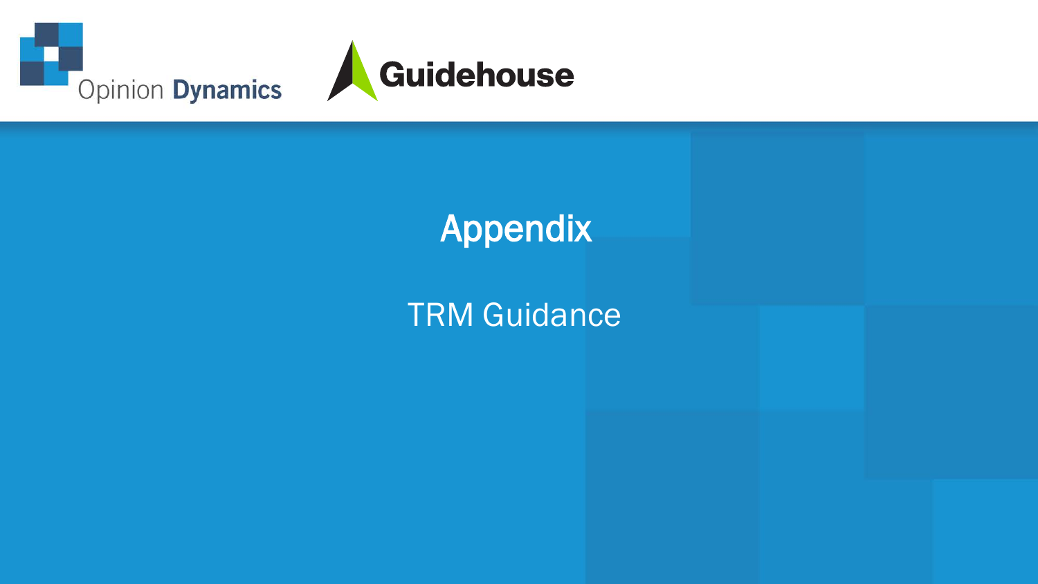# Appendix

TRM Guidance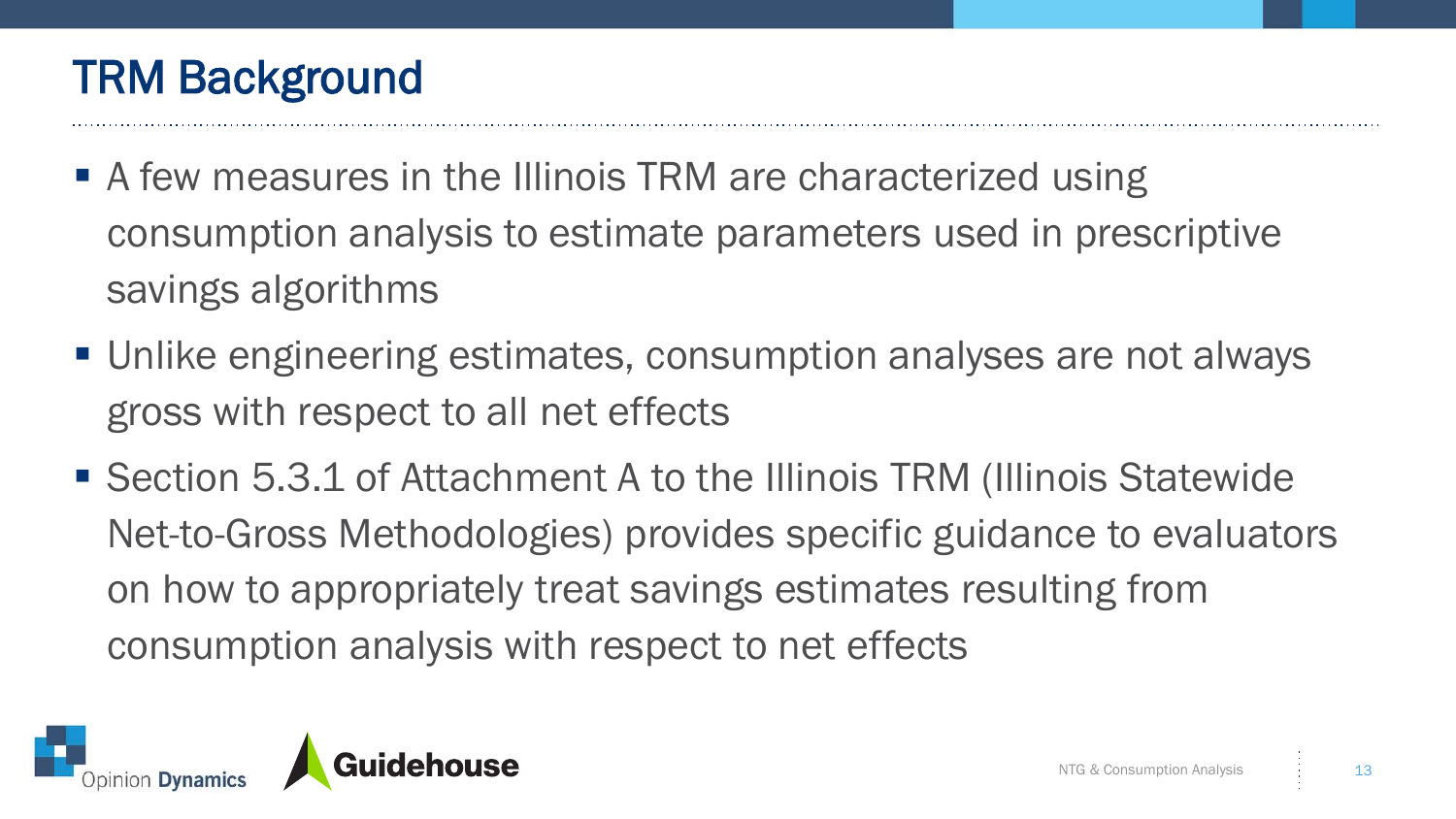# TRM Background

- A few measures in the Illinois TRM are characterized using consumption analysis to estimate parameters used in prescriptive savings algorithms
- Unlike engineering estimates, consumption analyses are not always gross with respect to all net effects
- Section 5.3.1 of Attachment A to the Illinois TRM (Illinois Statewide Net-to-Gross Methodologies) provides specific guidance to evaluators on how to appropriately treat savings estimates resulting from consumption analysis with respect to net effects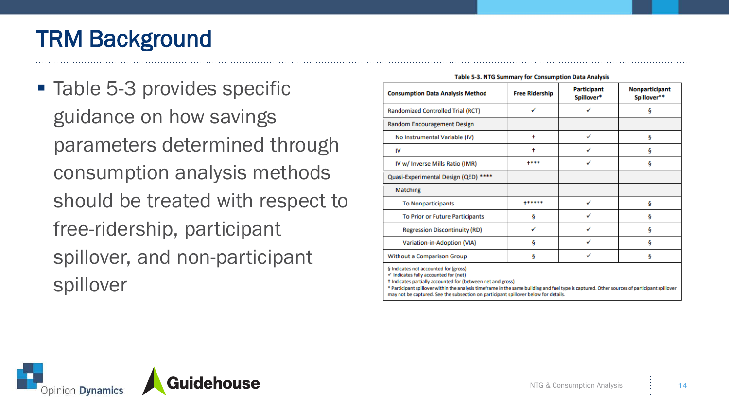# TRM Background

- Table 5-3 provides specific guidance on how savings parameters determined through consumption analysis methods should be treated with respect to free-ridership, participant spillover, and non-participant spillover

**Table 5-3. NTG Summary for Consumption Data Analysis**

| Consumption Data Analysis Method | Free Ridership | Participant Spillover* | Nonparticipant Spillover** |
|---|---|---|---|
| Randomized Controlled Trial (RCT) | ✓ | ✓ | § |
| Random Encouragement Design | | | |
| No Instrumental Variable (IV) | † | ✓ | § |
| IV | † | ✓ | § |
| IV w/ Inverse Mills Ratio (IMR) | †*** | ✓ | § |
| Quasi-Experimental Design (QED) **** | | | |
| Matching | | | |
| To Nonparticipants | †***** | ✓ | § |
| To Prior or Future Participants | § | ✓ | § |
| Regression Discontinuity (RD) | ✓ | ✓ | § |
| Variation-in-Adoption (VIA) | § | ✓ | § |
| Without a Comparison Group | § | ✓ | § |

§ Indicates not accounted for (gross)
✓ Indicates fully accounted for (net)
† Indicates partially accounted for (between net and gross)
* Participant spillover within the analysis timeframe in the same building and fuel type is captured. Other sources of participant spillover may not be captured. See the subsection on participant spillover below for details.

Opinion Dynamics | Guidehouse

NTG & Consumption Analysis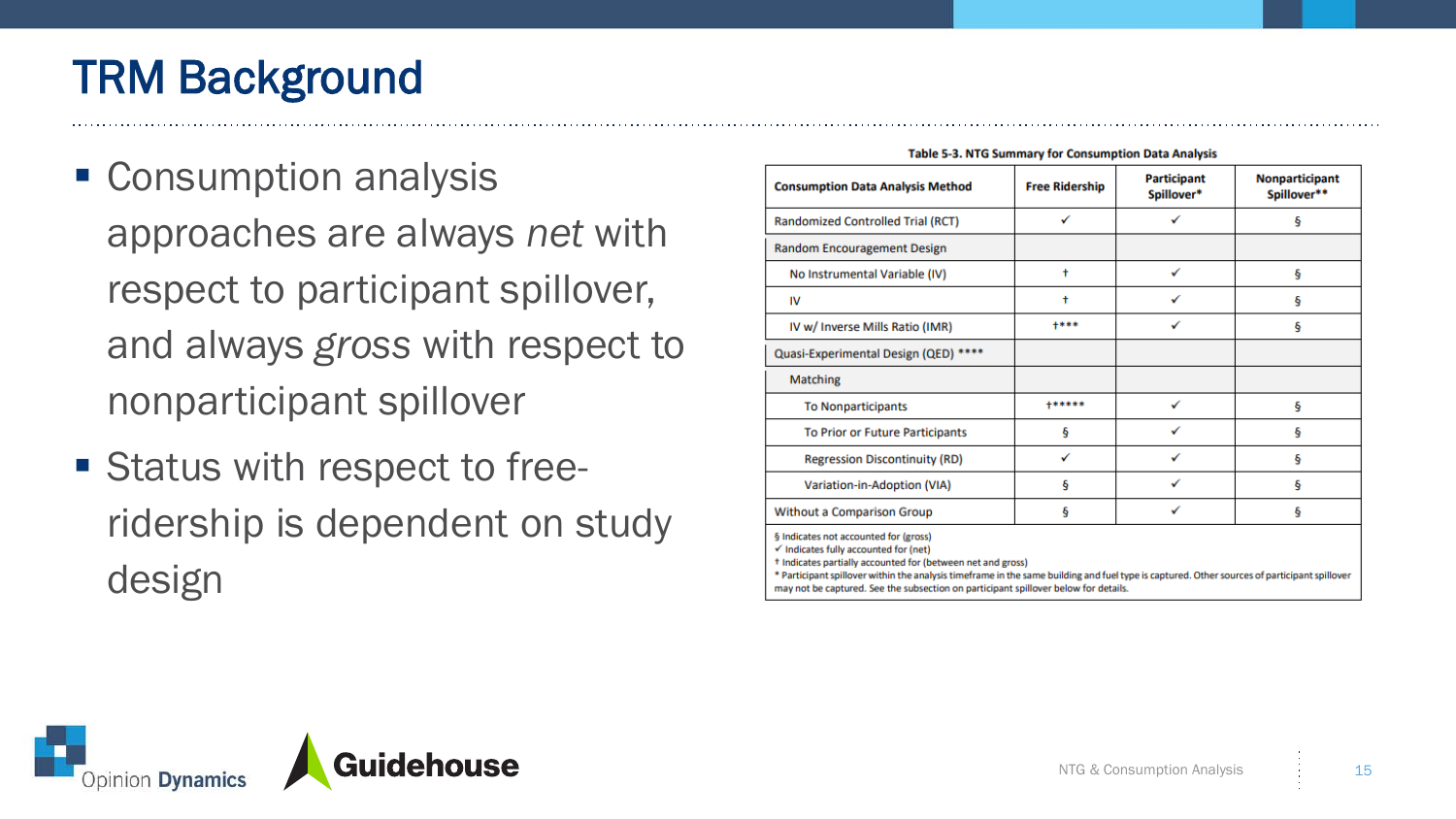# TRM Background

- Consumption analysis approaches are always *net* with respect to participant spillover, and always *gross* with respect to nonparticipant spillover
- Status with respect to free-ridership is dependent on study design

**Table 5-3. NTG Summary for Consumption Data Analysis**

| Consumption Data Analysis Method | Free Ridership | Participant Spillover* | Nonparticipant Spillover** |
|---|---|---|---|
| Randomized Controlled Trial (RCT) | ✓ | ✓ | § |
| Random Encouragement Design | | | |
| No Instrumental Variable (IV) | † | ✓ | § |
| IV | † | ✓ | § |
| IV w/ Inverse Mills Ratio (IMR) | †*** | ✓ | § |
| Quasi-Experimental Design (QED) **** | | | |
| Matching | | | |
| To Nonparticipants | †***** | ✓ | § |
| To Prior or Future Participants | § | ✓ | § |
| Regression Discontinuity (RD) | ✓ | ✓ | § |
| Variation-in-Adoption (VIA) | § | ✓ | § |
| Without a Comparison Group | § | ✓ | § |

§ Indicates not accounted for (gross)
✓ Indicates fully accounted for (net)
† Indicates partially accounted for (between net and gross)
* Participant spillover within the analysis timeframe in the same building and fuel type is captured. Other sources of participant spillover may not be captured. See the subsection on participant spillover below for details.

NTG & Consumption Analysis